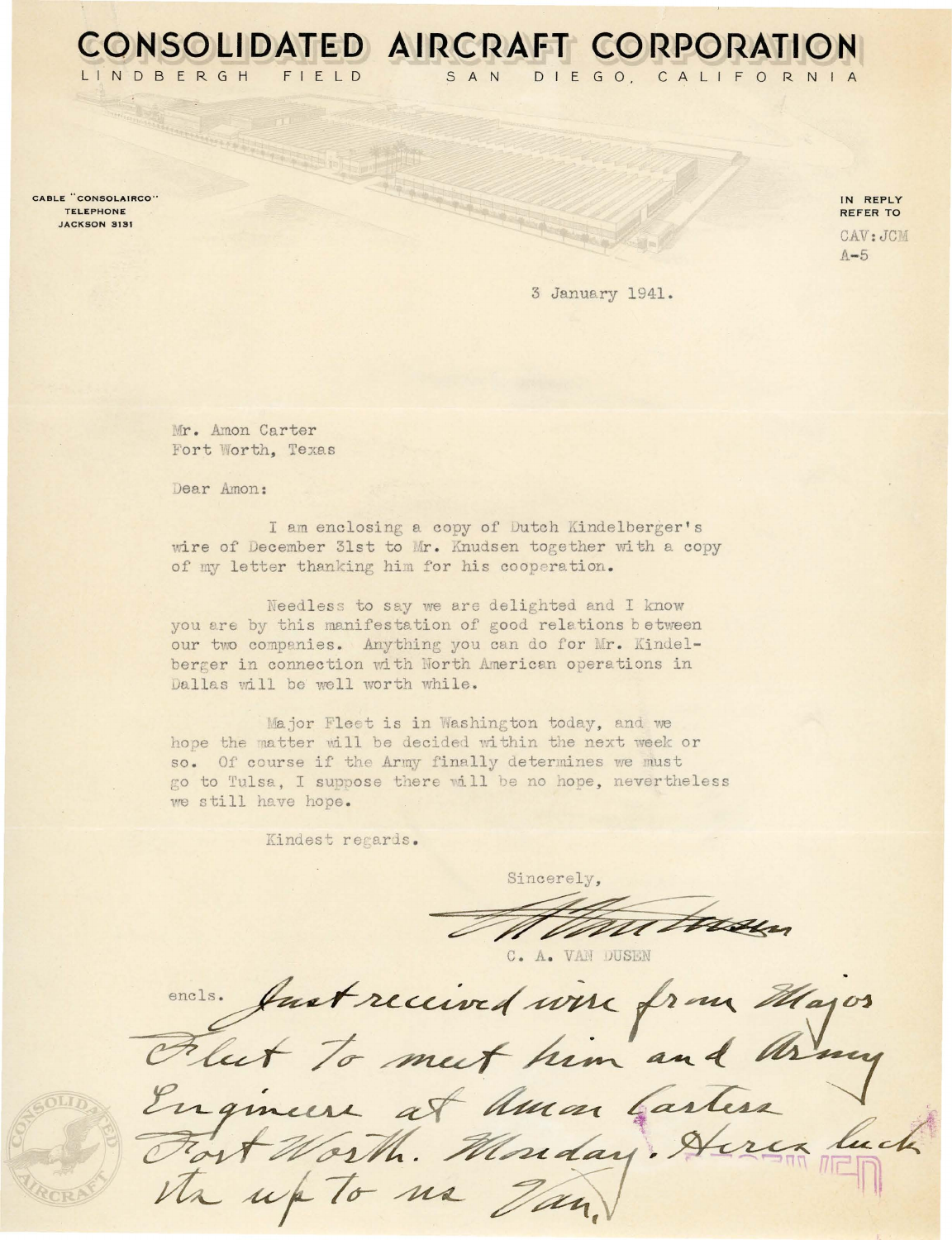# CONSOLIDATED AIRCRAFT CORPORATION

LINDBERGH FIELD SAN DIEGO, CALIFORNIA

CABLE "CONSOLAIRCO"
TELEPHONE
JACKSON 3131

IN REPLY
REFER TO
CAV:JCM
A-5

3 January 1941.

Mr. Amon Carter
Fort Worth, Texas

Dear Amon:

I am enclosing a copy of Dutch Kindelberger's wire of December 31st to Mr. Knudsen together with a copy of my letter thanking him for his cooperation.

Needless to say we are delighted and I know you are by this manifestation of good relations between our two companies. Anything you can do for Mr. Kindelberger in connection with North American operations in Dallas will be well worth while.

Major Fleet is in Washington today, and we hope the matter will be decided within the next week or so. Of course if the Army finally determines we must go to Tulsa, I suppose there will be no hope, nevertheless we still have hope.

Kindest regards.

Sincerely,

C. A. VAN DUSEN

encls. *Just received wire from Major Fleet to meet him and Army Engineers at Amon Carters Fort Worth. Monday. Heres luck its up to us Van.*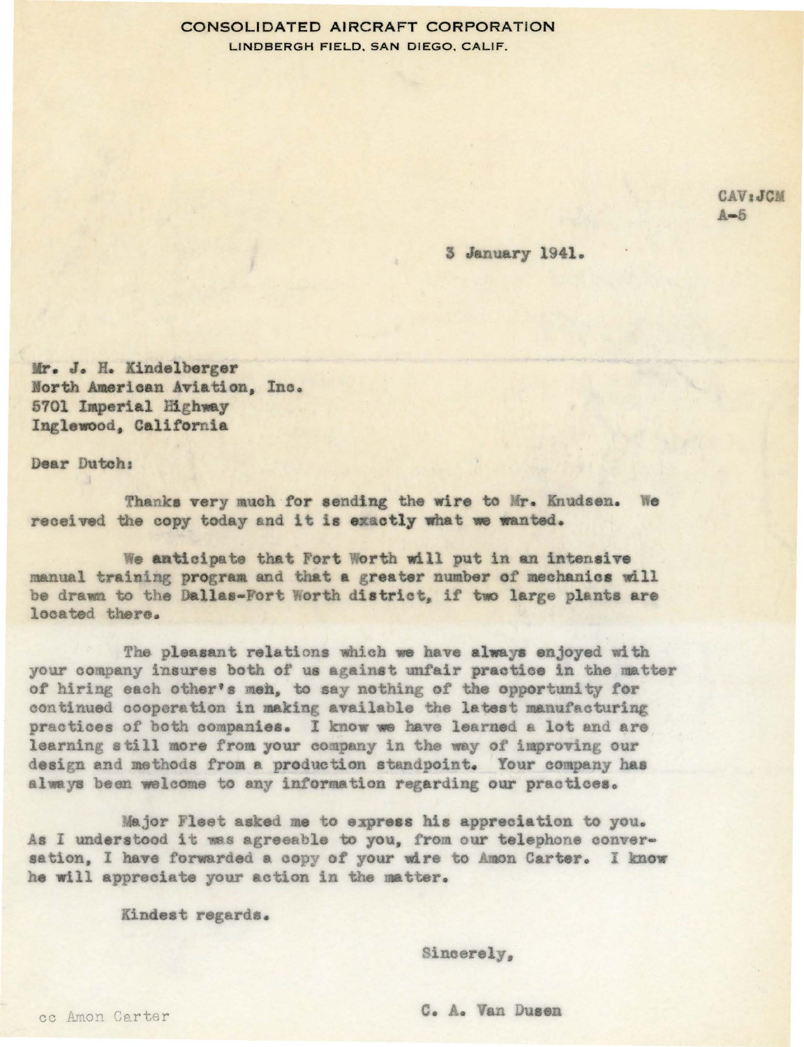CONSOLIDATED AIRCRAFT CORPORATION
LINDBERGH FIELD, SAN DIEGO, CALIF.

CAV:JCM
A-5

3 January 1941.

Mr. J. H. Kindelberger
North American Aviation, Inc.
5701 Imperial Highway
Inglewood, California

Dear Dutch:

Thanks very much for sending the wire to Mr. Knudsen. We received the copy today and it is exactly what we wanted.

We anticipate that Fort Worth will put in an intensive manual training program and that a greater number of mechanics will be drawn to the Dallas-Fort Worth district, if two large plants are located there.

The pleasant relations which we have always enjoyed with your company insures both of us against unfair practice in the matter of hiring each other's men, to say nothing of the opportunity for continued cooperation in making available the latest manufacturing practices of both companies. I know we have learned a lot and are learning still more from your company in the way of improving our design and methods from a production standpoint. Your company has always been welcome to any information regarding our practices.

Major Fleet asked me to express his appreciation to you. As I understood it was agreeable to you, from our telephone conversation, I have forwarded a copy of your wire to Amon Carter. I know he will appreciate your action in the matter.

Kindest regards.

Sincerely,

C. A. Van Dusen

cc Amon Carter